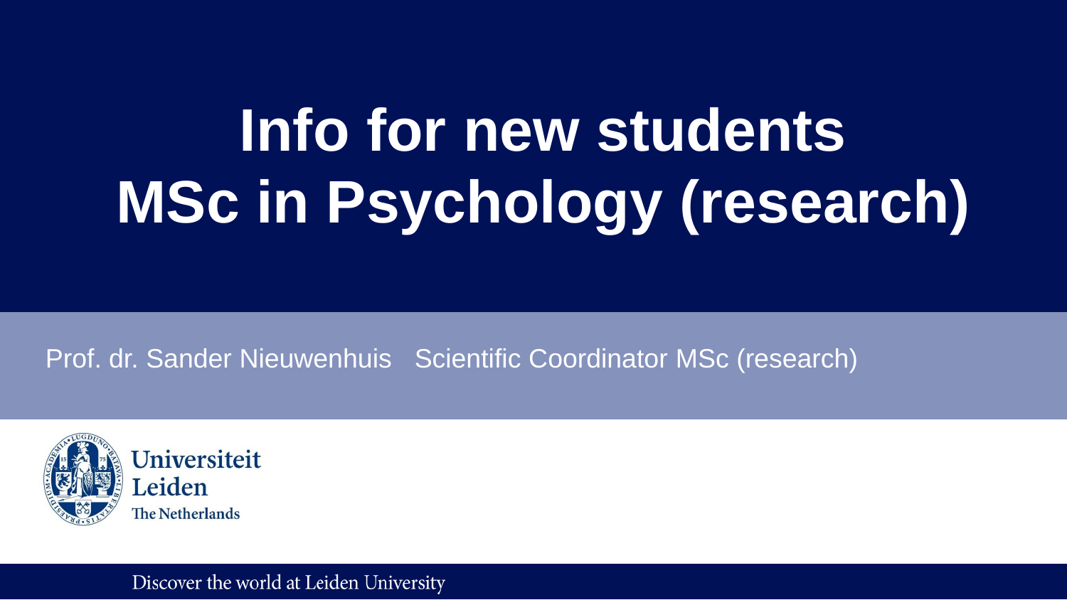# Info for new students MSc in Psychology (research)

Prof. dr. Sander Nieuwenhuis Scientific Coordinator MSc (research)

Universiteit Leiden
The Netherlands

Discover the world at Leiden University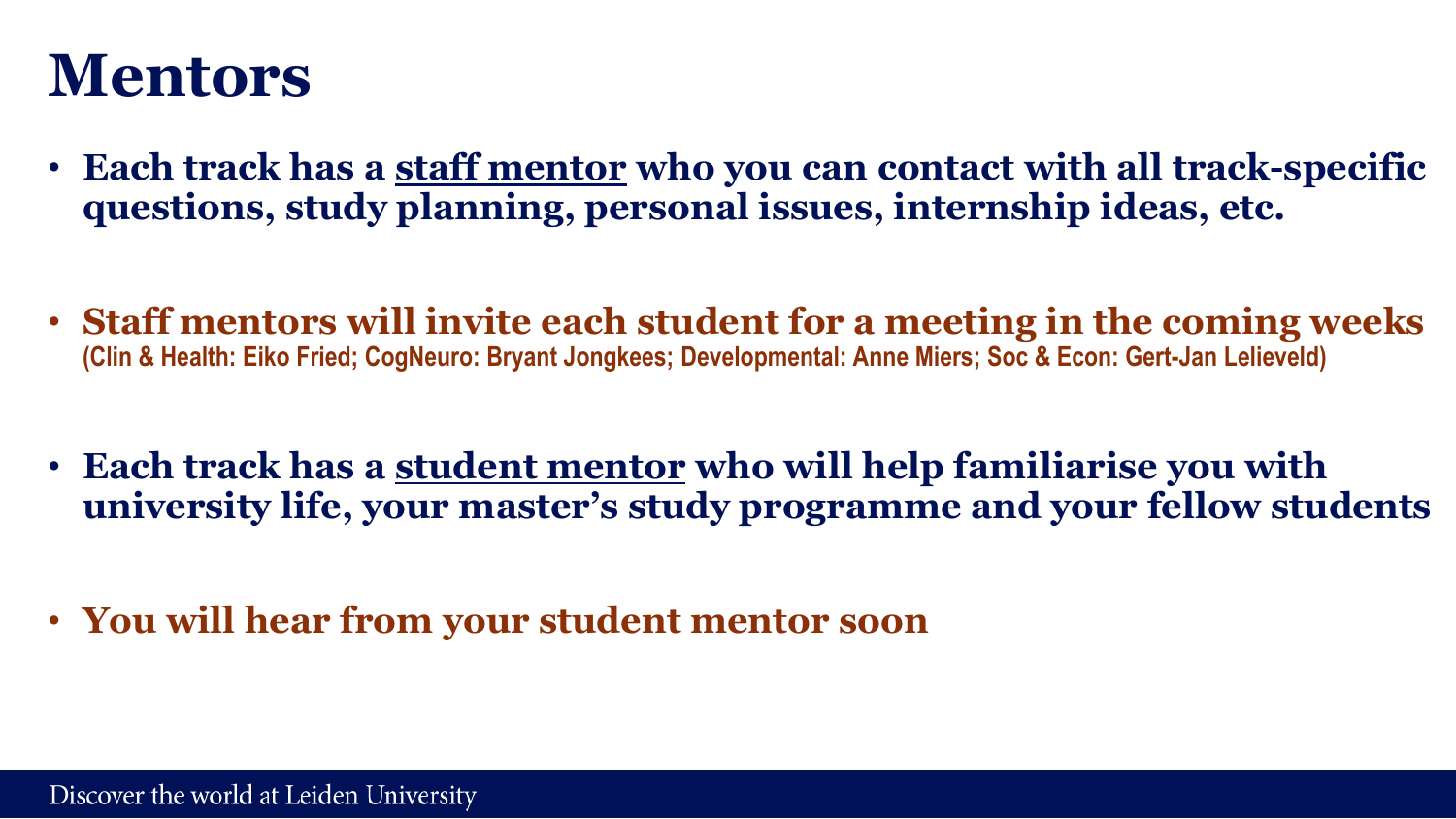# Mentors

- **Each track has a staff mentor who you can contact with all track-specific questions, study planning, personal issues, internship ideas, etc.**

- **Staff mentors will invite each student for a meeting in the coming weeks**
  **(Clin & Health: Eiko Fried; CogNeuro: Bryant Jongkees; Developmental: Anne Miers; Soc & Econ: Gert-Jan Lelieveld)**

- **Each track has a student mentor who will help familiarise you with university life, your master's study programme and your fellow students**

- **You will hear from your student mentor soon**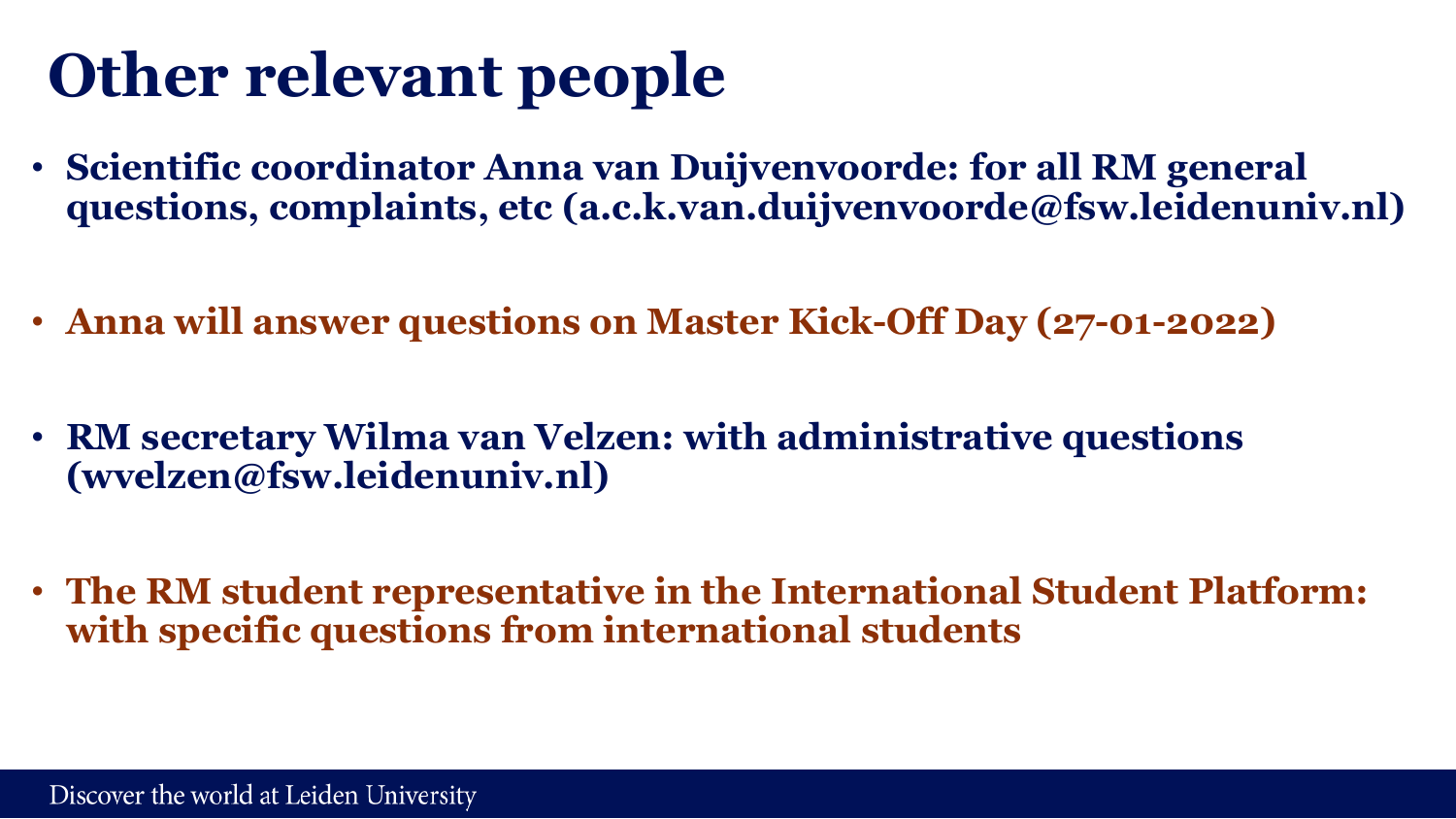# Other relevant people

- **Scientific coordinator Anna van Duijvenvoorde: for all RM general questions, complaints, etc (a.c.k.van.duijvenvoorde@fsw.leidenuniv.nl)**
- **Anna will answer questions on Master Kick-Off Day (27-01-2022)**
- **RM secretary Wilma van Velzen: with administrative questions (wvelzen@fsw.leidenuniv.nl)**
- **The RM student representative in the International Student Platform: with specific questions from international students**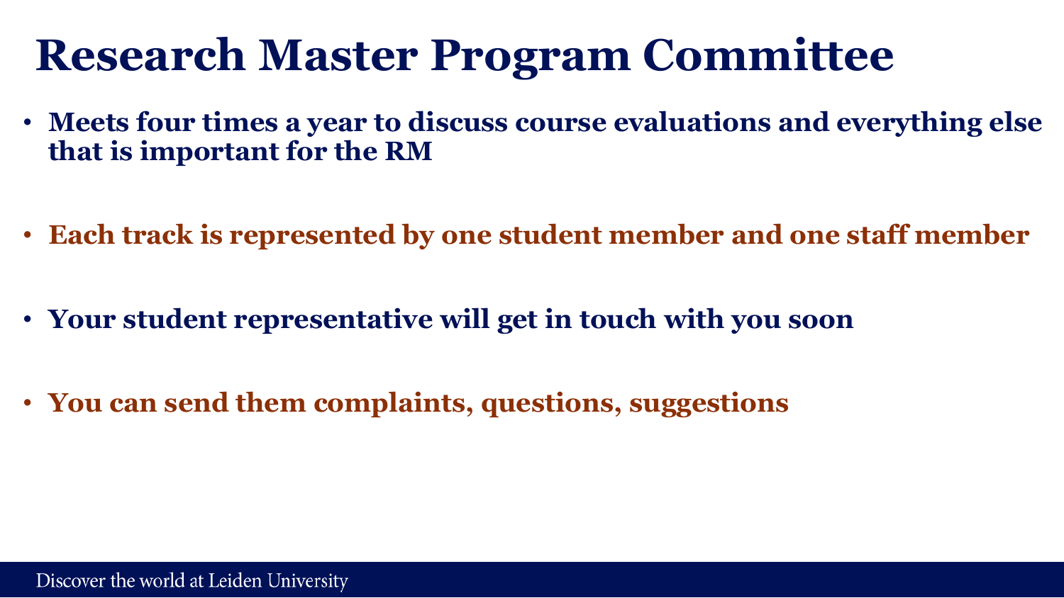# Research Master Program Committee

- **Meets four times a year to discuss course evaluations and everything else that is important for the RM**
- **Each track is represented by one student member and one staff member**
- **Your student representative will get in touch with you soon**
- **You can send them complaints, questions, suggestions**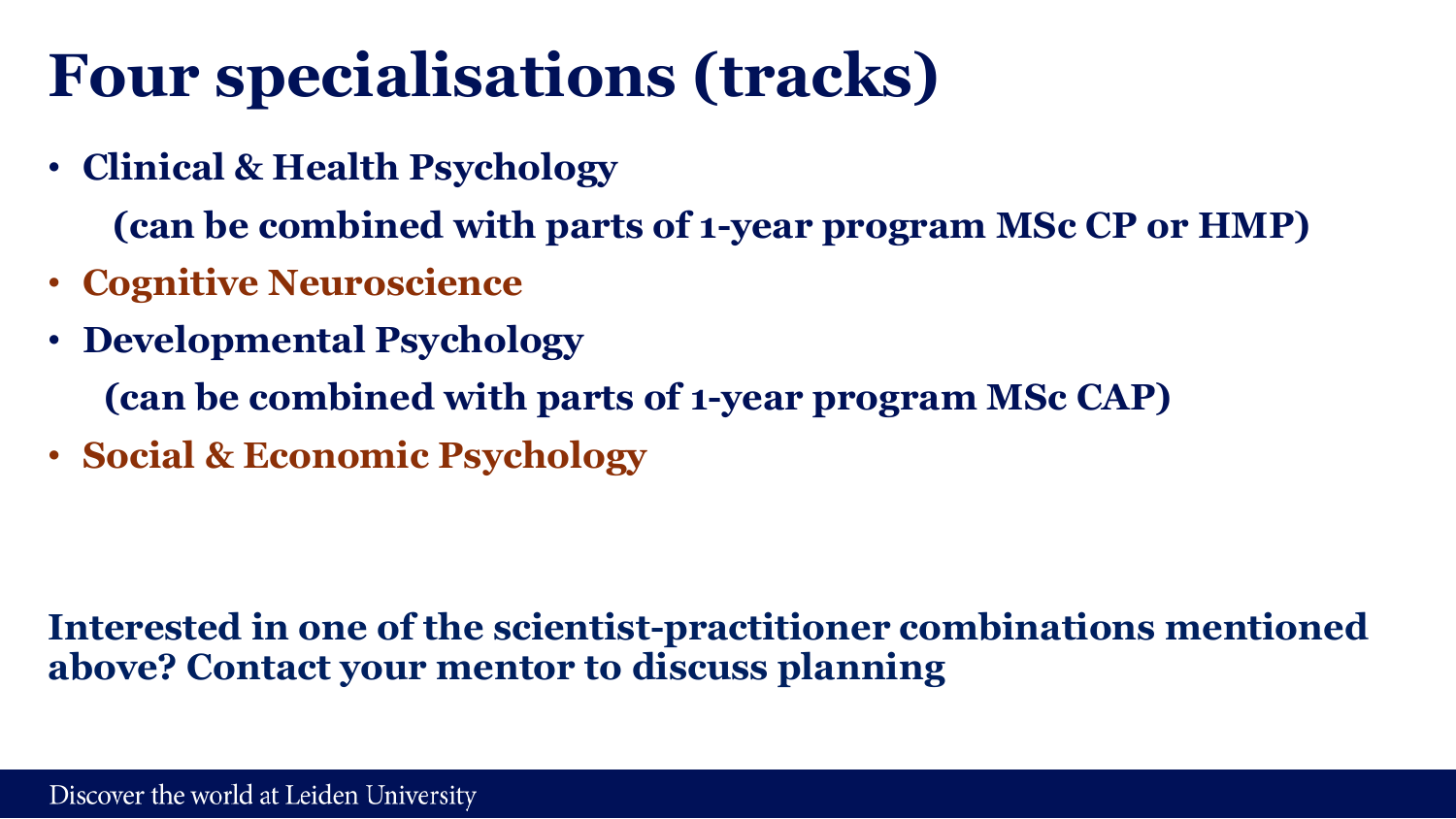# Four specialisations (tracks)

- **Clinical & Health Psychology**

  **(can be combined with parts of 1-year program MSc CP or HMP)**
- **Cognitive Neuroscience**
- **Developmental Psychology**

  **(can be combined with parts of 1-year program MSc CAP)**
- **Social & Economic Psychology**

**Interested in one of the scientist-practitioner combinations mentioned above? Contact your mentor to discuss planning**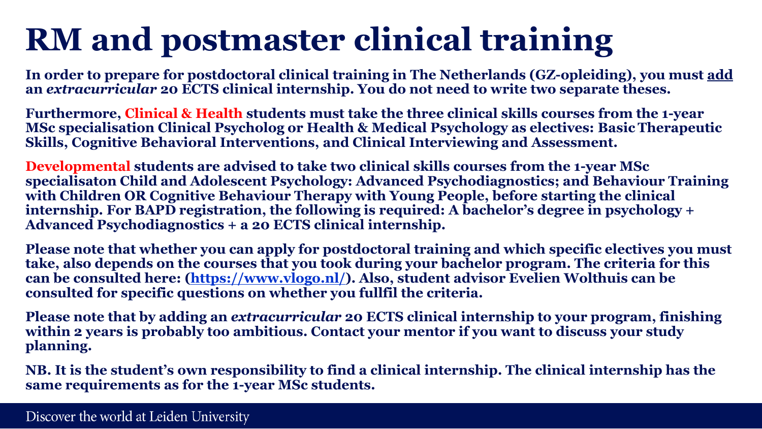# RM and postmaster clinical training

**In order to prepare for postdoctoral clinical training in The Netherlands (GZ-opleiding), you must add an *extracurricular* 20 ECTS clinical internship. You do not need to write two separate theses.**

**Furthermore, Clinical & Health students must take the three clinical skills courses from the 1-year MSc specialisation Clinical Psycholog or Health & Medical Psychology as electives: Basic Therapeutic Skills, Cognitive Behavioral Interventions, and Clinical Interviewing and Assessment.**

**Developmental students are advised to take two clinical skills courses from the 1-year MSc specialisaton Child and Adolescent Psychology: Advanced Psychodiagnostics; and Behaviour Training with Children OR Cognitive Behaviour Therapy with Young People, before starting the clinical internship. For BAPD registration, the following is required: A bachelor's degree in psychology + Advanced Psychodiagnostics + a 20 ECTS clinical internship.**

**Please note that whether you can apply for postdoctoral training and which specific electives you must take, also depends on the courses that you took during your bachelor program. The criteria for this can be consulted here: (https://www.vlogo.nl/). Also, student advisor Evelien Wolthuis can be consulted for specific questions on whether you fullfil the criteria.**

**Please note that by adding an *extracurricular* 20 ECTS clinical internship to your program, finishing within 2 years is probably too ambitious. Contact your mentor if you want to discuss your study planning.**

**NB. It is the student's own responsibility to find a clinical internship. The clinical internship has the same requirements as for the 1-year MSc students.**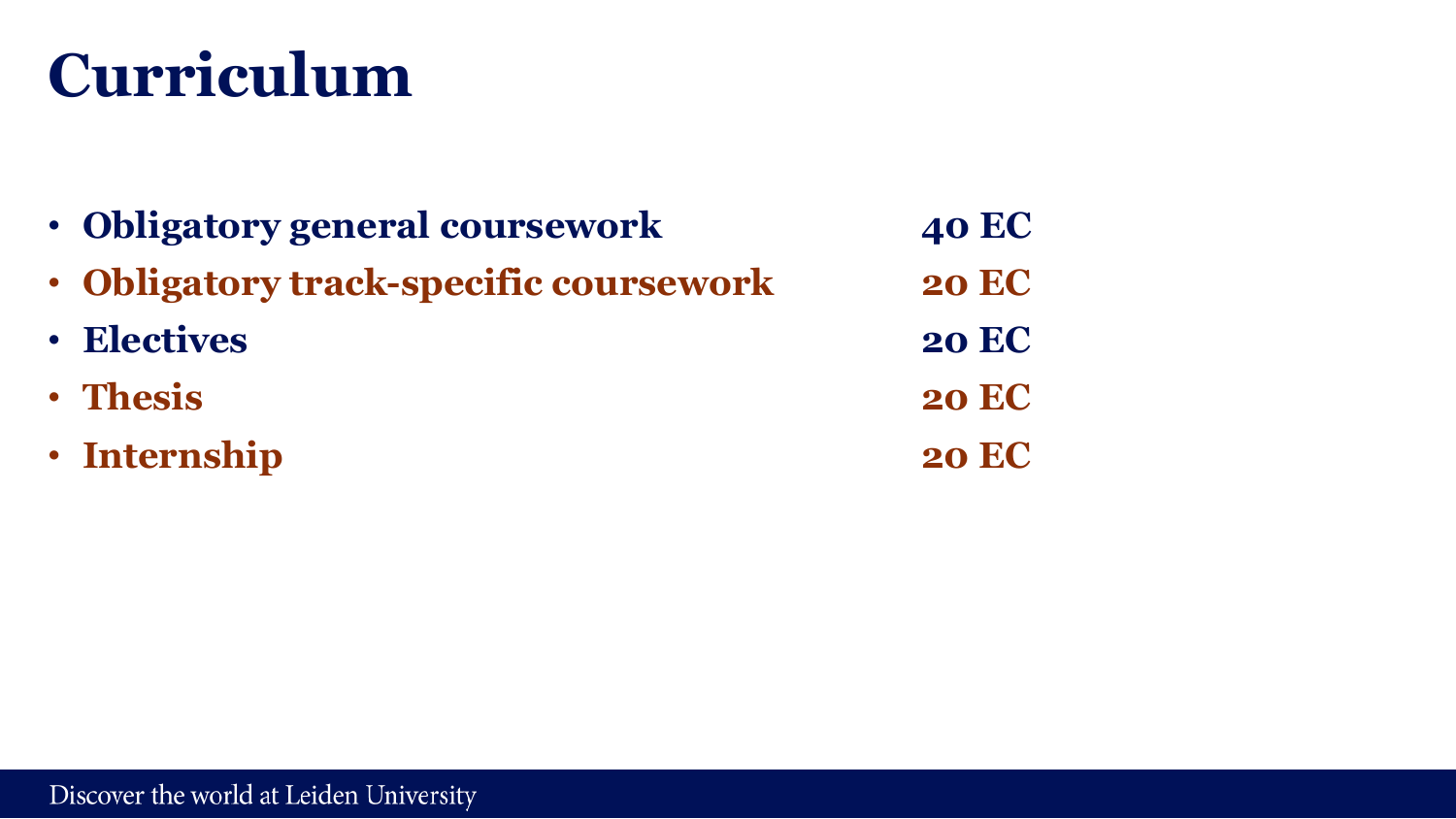# Curriculum

- **Obligatory general coursework** **40 EC**
- **Obligatory track-specific coursework** **20 EC**
- **Electives** **20 EC**
- **Thesis** **20 EC**
- **Internship** **20 EC**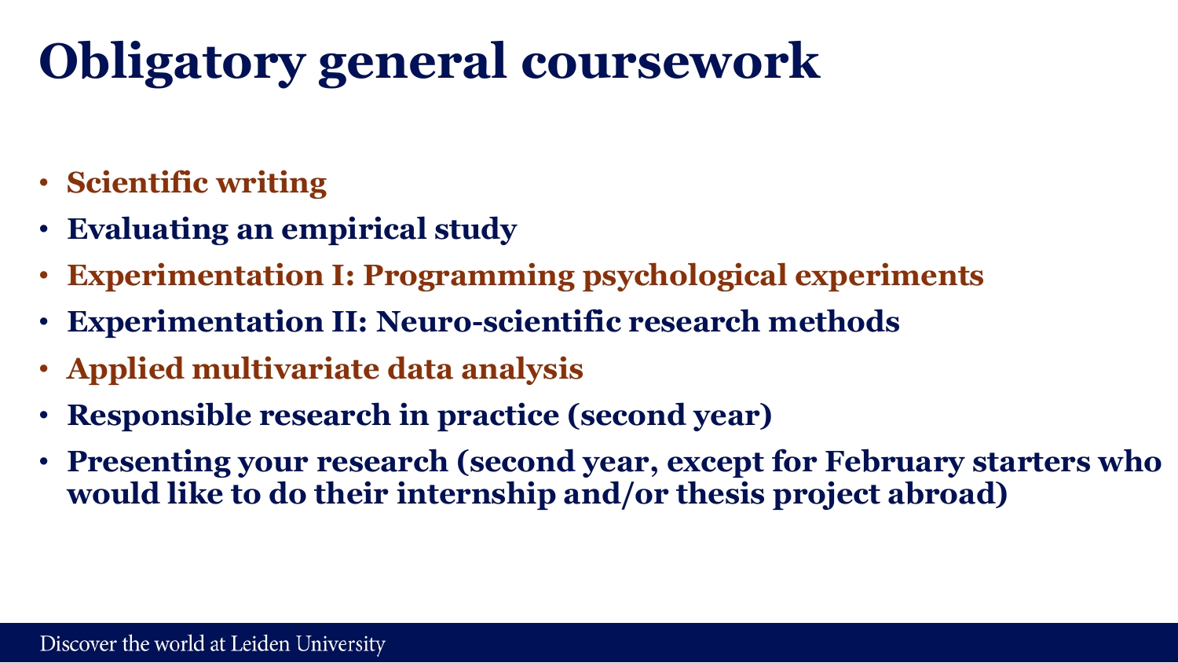# Obligatory general coursework

- **Scientific writing**
- **Evaluating an empirical study**
- **Experimentation I: Programming psychological experiments**
- **Experimentation II: Neuro-scientific research methods**
- **Applied multivariate data analysis**
- **Responsible research in practice (second year)**
- **Presenting your research (second year, except for February starters who would like to do their internship and/or thesis project abroad)**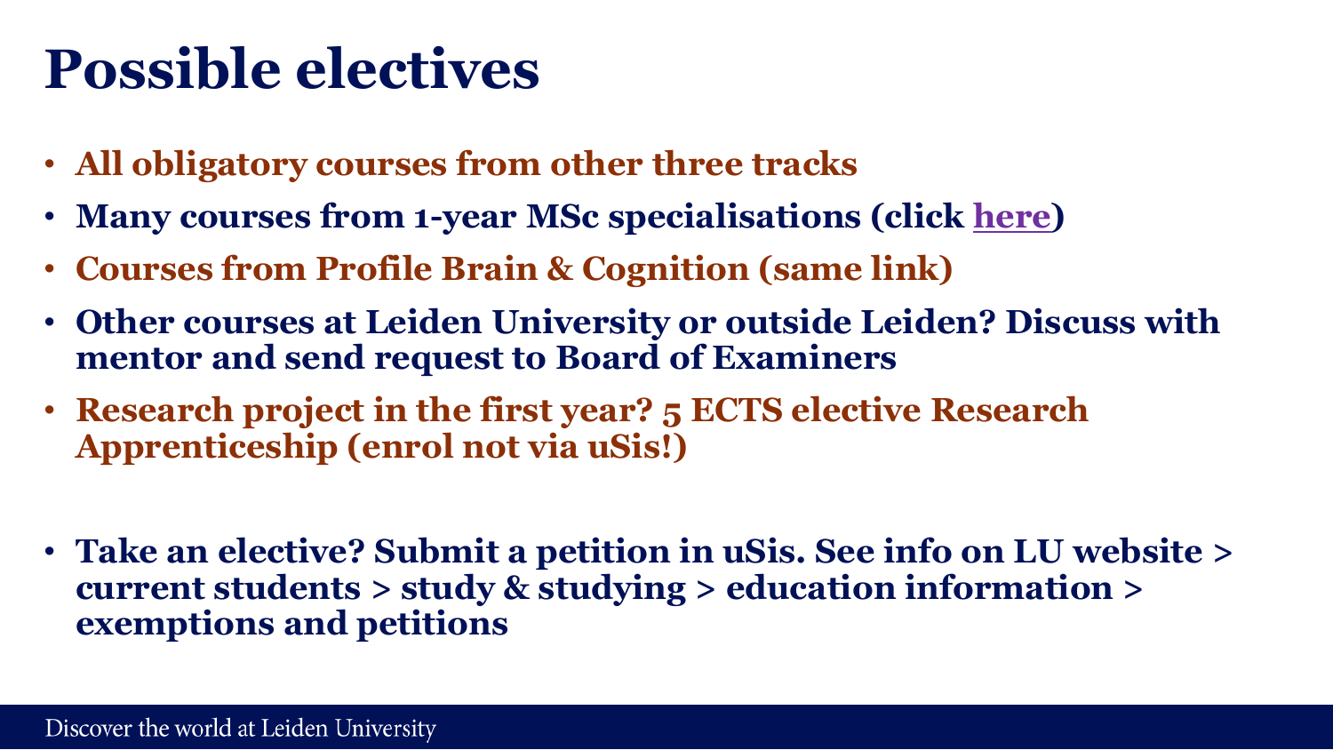# Possible electives

- **All obligatory courses from other three tracks**
- **Many courses from 1-year MSc specialisations (click here)**
- **Courses from Profile Brain & Cognition (same link)**
- **Other courses at Leiden University or outside Leiden? Discuss with mentor and send request to Board of Examiners**
- **Research project in the first year? 5 ECTS elective Research Apprenticeship (enrol not via uSis!)**

- **Take an elective? Submit a petition in uSis. See info on LU website > current students > study & studying > education information > exemptions and petitions**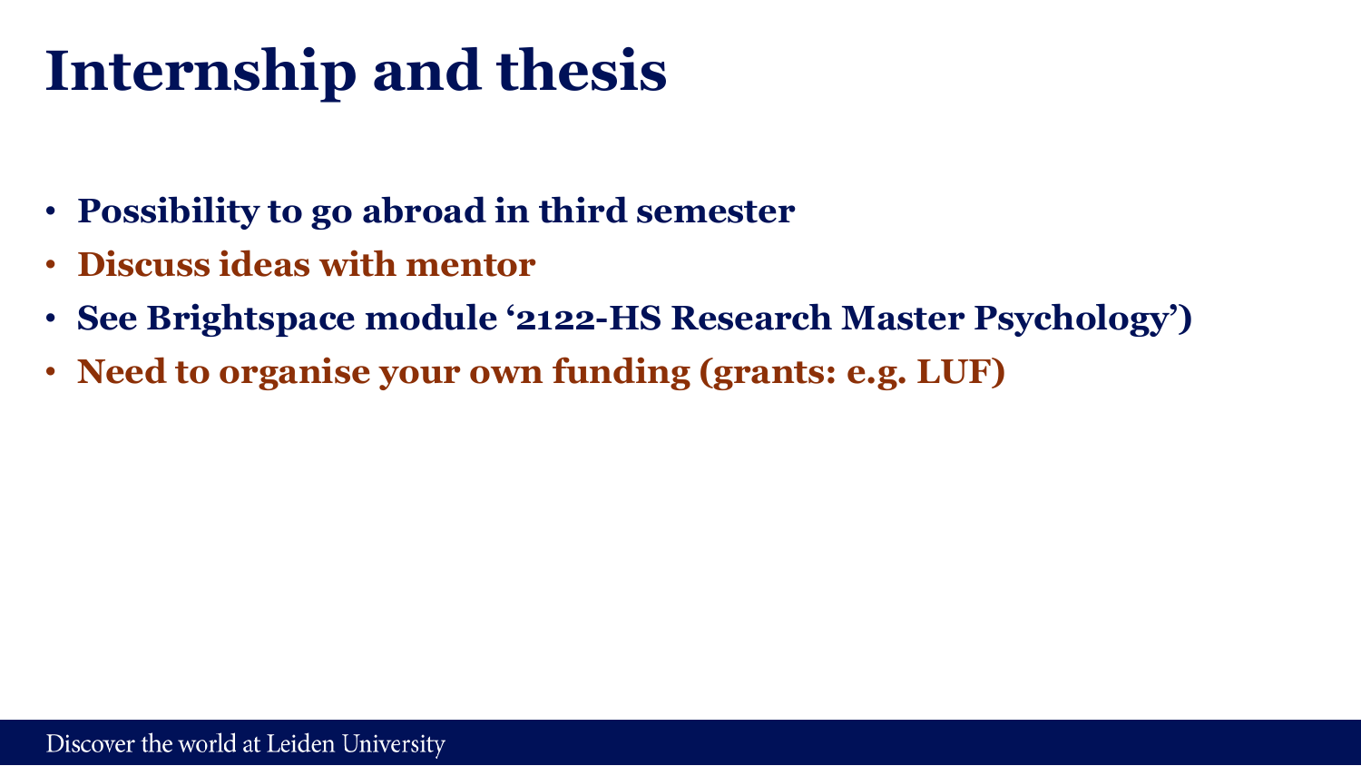# Internship and thesis

- **Possibility to go abroad in third semester**
- **Discuss ideas with mentor**
- **See Brightspace module '2122-HS Research Master Psychology')**
- **Need to organise your own funding (grants: e.g. LUF)**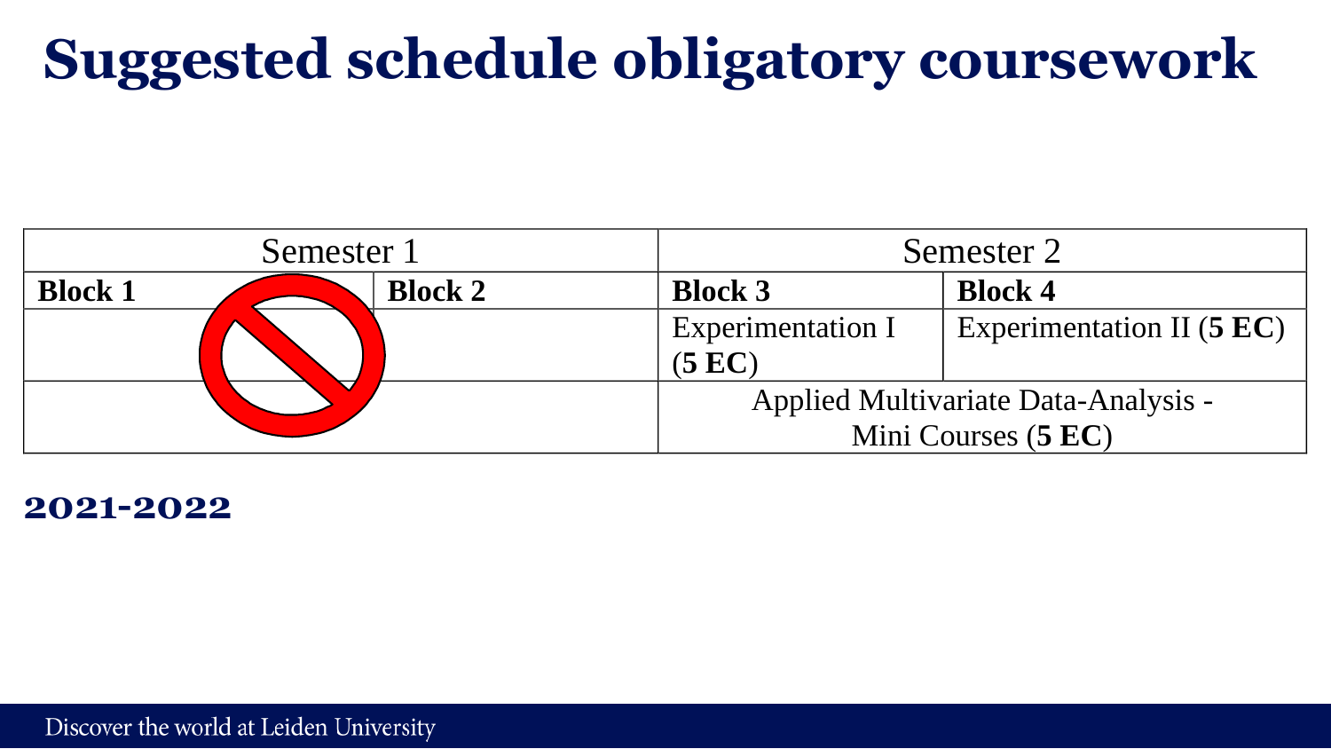# Suggested schedule obligatory coursework

| Semester 1 | | Semester 2 | |
|---|---|---|---|
| **Block 1** | **Block 2** | **Block 3** | **Block 4** |
| | | Experimentation I (**5 EC**) | Experimentation II (**5 EC**) |
| | | Applied Multivariate Data-Analysis - Mini Courses (**5 EC**) | |

**2021-2022**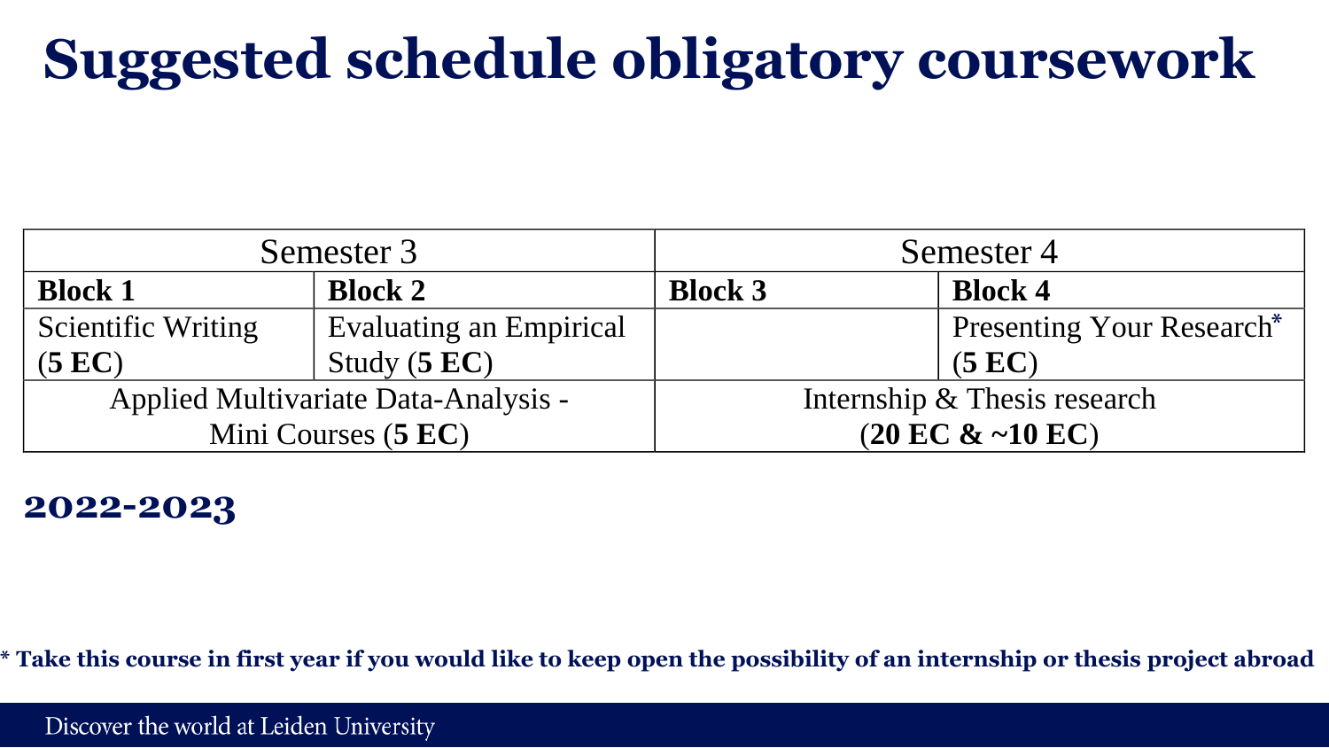# Suggested schedule obligatory coursework

| Semester 3 | | Semester 4 | |
|---|---|---|---|
| **Block 1** | **Block 2** | **Block 3** | **Block 4** |
| Scientific Writing (**5 EC**) | Evaluating an Empirical Study (**5 EC**) | | Presenting Your Research* (**5 EC**) |
| Applied Multivariate Data-Analysis - Mini Courses (**5 EC**) | | Internship & Thesis research (**20 EC & ~10 EC**) | |

**2022-2023**

**\* Take this course in first year if you would like to keep open the possibility of an internship or thesis project abroad**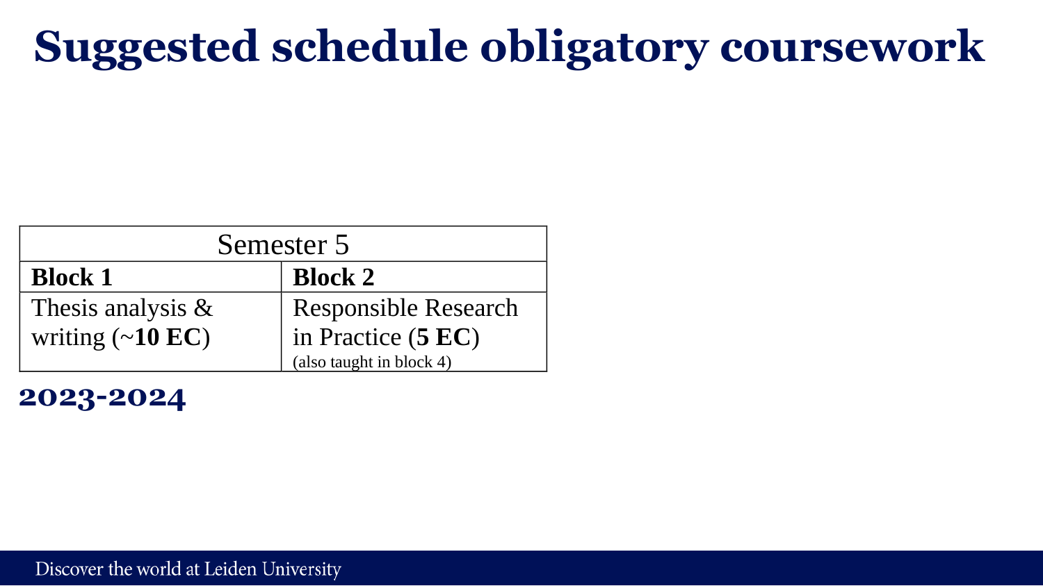# Suggested schedule obligatory coursework

| Semester 5 | |
|---|---|
| **Block 1** | **Block 2** |
| Thesis analysis & writing (~**10 EC**) | Responsible Research in Practice (**5 EC**) (also taught in block 4) |

**2023-2024**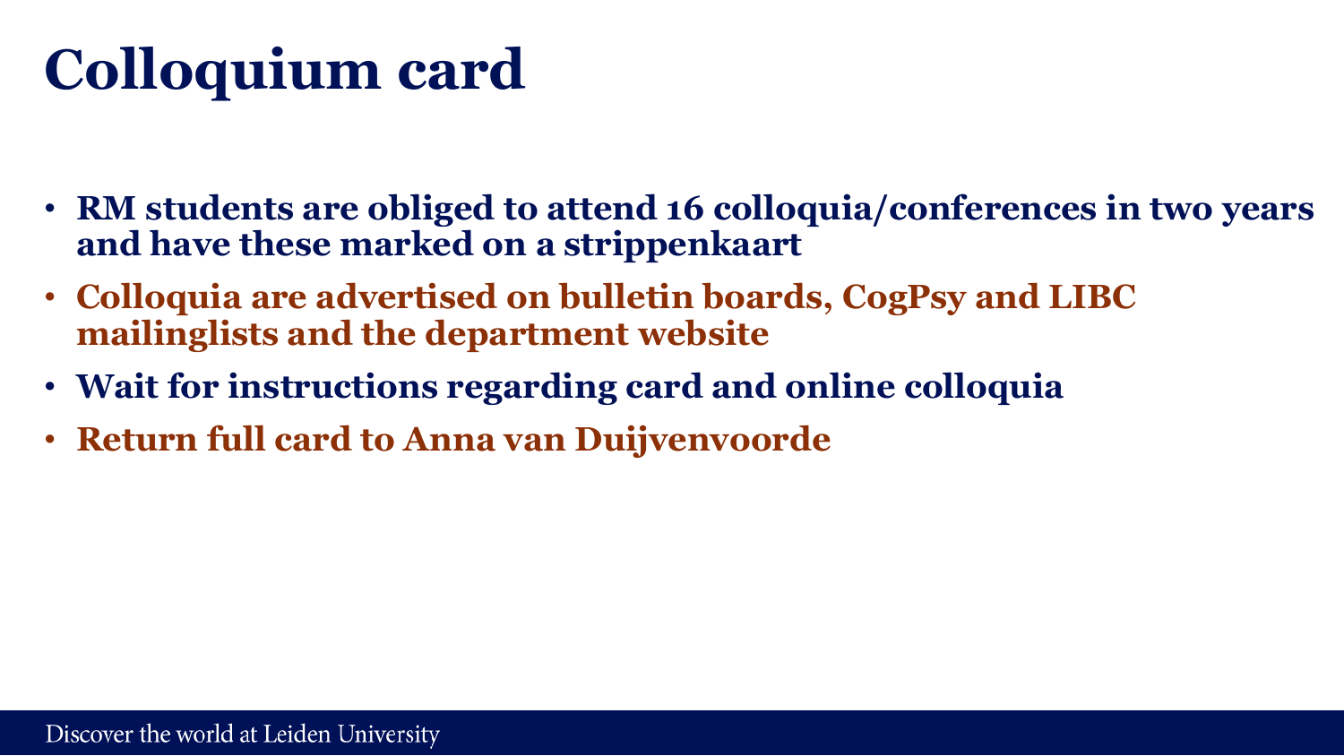# Colloquium card

- RM students are obliged to attend 16 colloquia/conferences in two years and have these marked on a strippenkaart
- Colloquia are advertised on bulletin boards, CogPsy and LIBC mailinglists and the department website
- Wait for instructions regarding card and online colloquia
- Return full card to Anna van Duijvenvoorde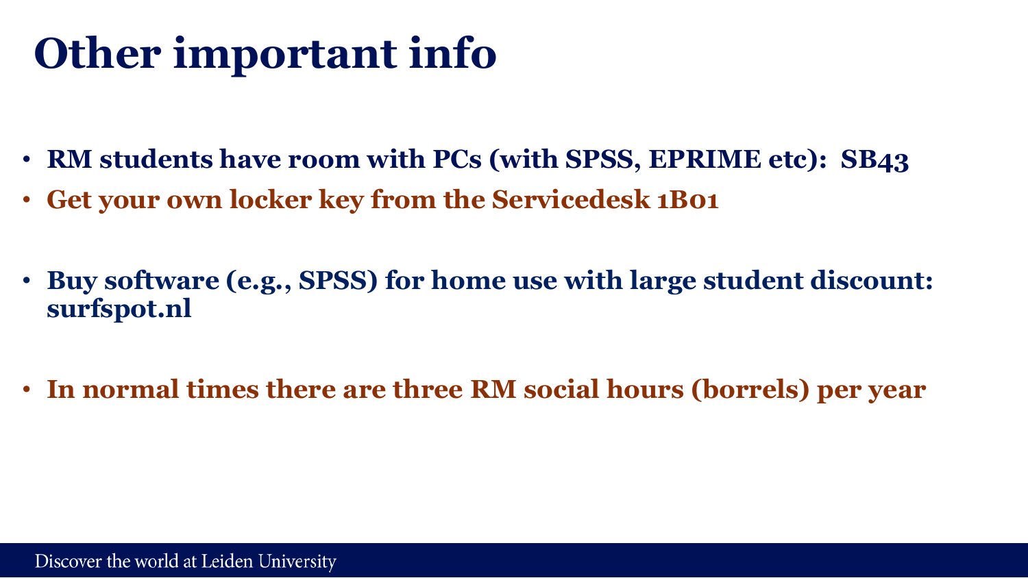# Other important info

- **RM students have room with PCs (with SPSS, EPRIME etc): SB43**
- **Get your own locker key from the Servicedesk 1B01**

- **Buy software (e.g., SPSS) for home use with large student discount: surfspot.nl**

- **In normal times there are three RM social hours (borrels) per year**